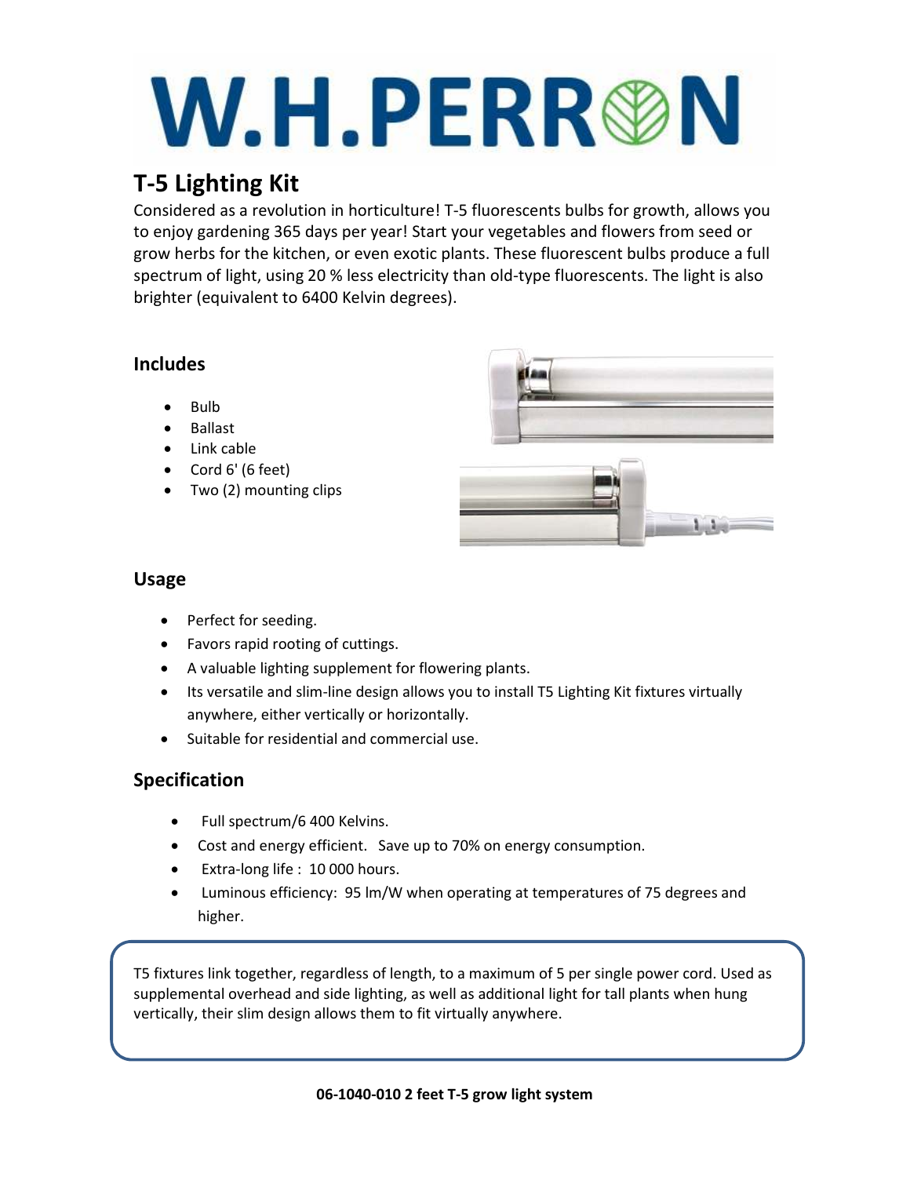# W.H.PERRON

## T-5 Lighting Kit

Considered as a revolution in horticulture! T-5 fluorescents bulbs for growth, allows you to enjoy gardening 365 days per year! Start your vegetables and flowers from seed or grow herbs for the kitchen, or even exotic plants. These fluorescent bulbs produce a full spectrum of light, using 20 % less electricity than old-type fluorescents. The light is also brighter (equivalent to 6400 Kelvin degrees).

### Includes

- Bulb
- Ballast
- Link cable
- Cord 6' (6 feet)
- Two (2) mounting clips

### Usage

- Perfect for seeding.
- Favors rapid rooting of cuttings.
- A valuable lighting supplement for flowering plants.
- Its versatile and slim-line design allows you to install T5 Lighting Kit fixtures virtually anywhere, either vertically or horizontally.
- Suitable for residential and commercial use.

### Specification

- Full spectrum/6 400 Kelvins.
- Cost and energy efficient. Save up to 70% on energy consumption.
- Extra-long life : 10 000 hours.
- Luminous efficiency: 95 lm/W when operating at temperatures of 75 degrees and higher.

T5 fixtures link together, regardless of length, to a maximum of 5 per single power cord. Used as supplemental overhead and side lighting, as well as additional light for tall plants when hung vertically, their slim design allows them to fit virtually anywhere.

**06-1040-010 2 feet T-5 grow light system**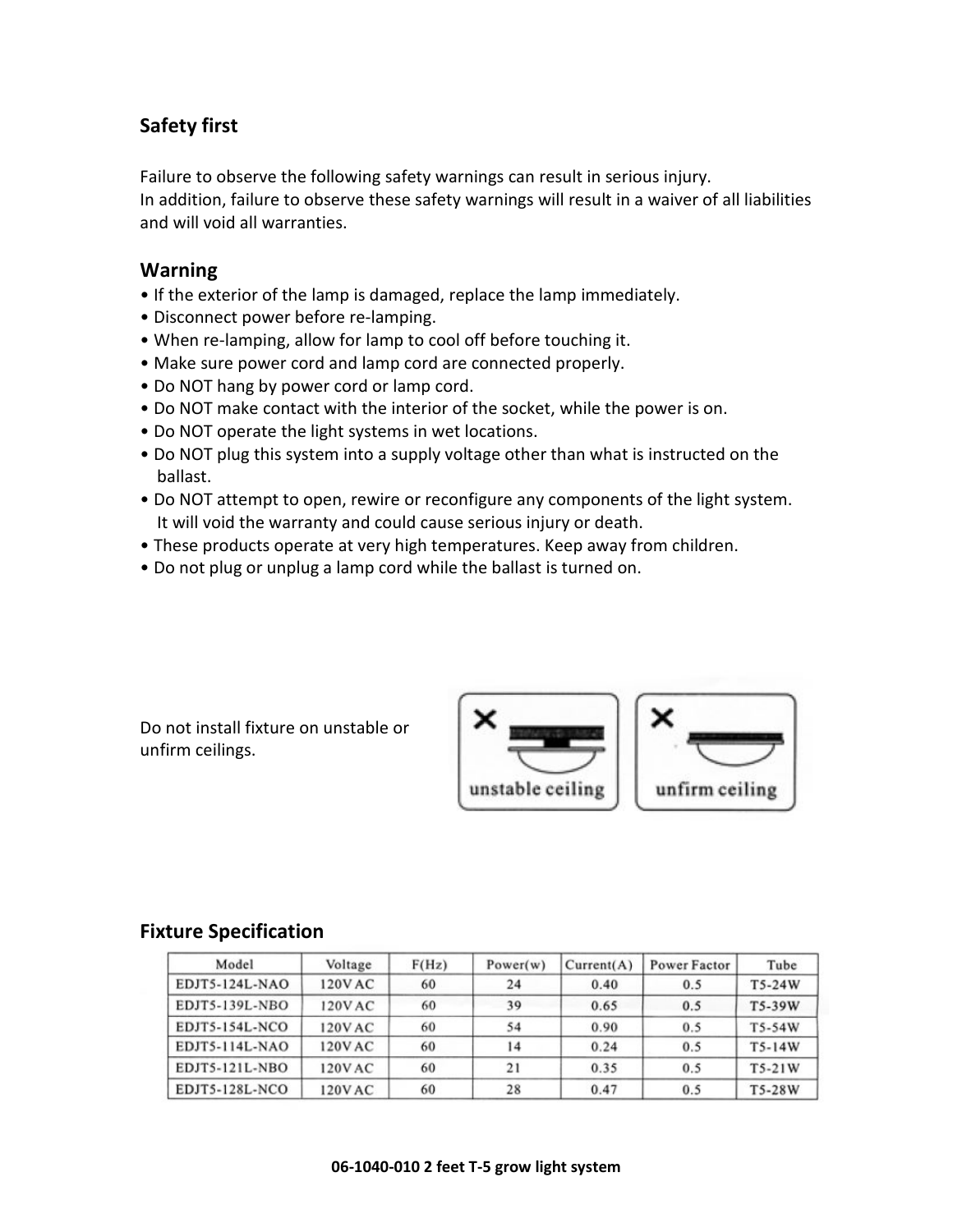## Safety first

Failure to observe the following safety warnings can result in serious injury.
In addition, failure to observe these safety warnings will result in a waiver of all liabilities and will void all warranties.

## Warning

- If the exterior of the lamp is damaged, replace the lamp immediately.
- Disconnect power before re-lamping.
- When re-lamping, allow for lamp to cool off before touching it.
- Make sure power cord and lamp cord are connected properly.
- Do NOT hang by power cord or lamp cord.
- Do NOT make contact with the interior of the socket, while the power is on.
- Do NOT operate the light systems in wet locations.
- Do NOT plug this system into a supply voltage other than what is instructed on the ballast.
- Do NOT attempt to open, rewire or reconfigure any components of the light system. It will void the warranty and could cause serious injury or death.
- These products operate at very high temperatures. Keep away from children.
- Do not plug or unplug a lamp cord while the ballast is turned on.

Do not install fixture on unstable or unfirm ceilings.

× unstable ceiling

× unfirm ceiling

## Fixture Specification

| Model | Voltage | F(Hz) | Power(w) | Current(A) | Power Factor | Tube |
|---|---|---|---|---|---|---|
| EDJT5-124L-NAO | 120V AC | 60 | 24 | 0.40 | 0.5 | T5-24W |
| EDJT5-139L-NBO | 120V AC | 60 | 39 | 0.65 | 0.5 | T5-39W |
| EDJT5-154L-NCO | 120V AC | 60 | 54 | 0.90 | 0.5 | T5-54W |
| EDJT5-114L-NAO | 120V AC | 60 | 14 | 0.24 | 0.5 | T5-14W |
| EDJT5-121L-NBO | 120V AC | 60 | 21 | 0.35 | 0.5 | T5-21W |
| EDJT5-128L-NCO | 120V AC | 60 | 28 | 0.47 | 0.5 | T5-28W |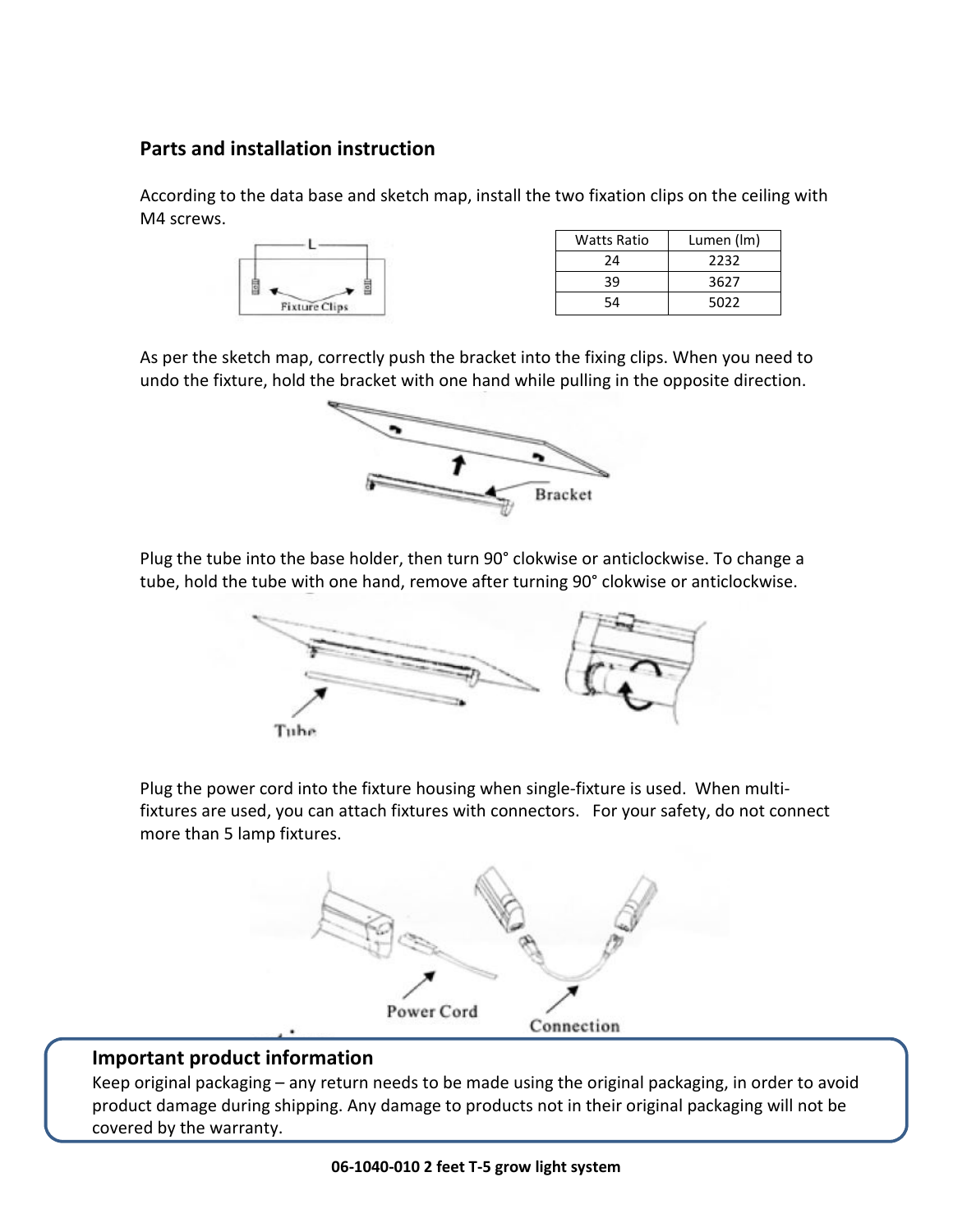## Parts and installation instruction

According to the data base and sketch map, install the two fixation clips on the ceiling with M4 screws.

L

Fixture Clips

| Watts Ratio | Lumen (lm) |
|---|---|
| 24 | 2232 |
| 39 | 3627 |
| 54 | 5022 |

As per the sketch map, correctly push the bracket into the fixing clips. When you need to undo the fixture, hold the bracket with one hand while pulling in the opposite direction.

Bracket

Plug the tube into the base holder, then turn 90° clokwise or anticlockwise. To change a tube, hold the tube with one hand, remove after turning 90° clokwise or anticlockwise.

Tube

Plug the power cord into the fixture housing when single-fixture is used. When multi-fixtures are used, you can attach fixtures with connectors. For your safety, do not connect more than 5 lamp fixtures.

Power Cord

Connection

### Important product information

Keep original packaging – any return needs to be made using the original packaging, in order to avoid product damage during shipping. Any damage to products not in their original packaging will not be covered by the warranty.

**06-1040-010 2 feet T-5 grow light system**